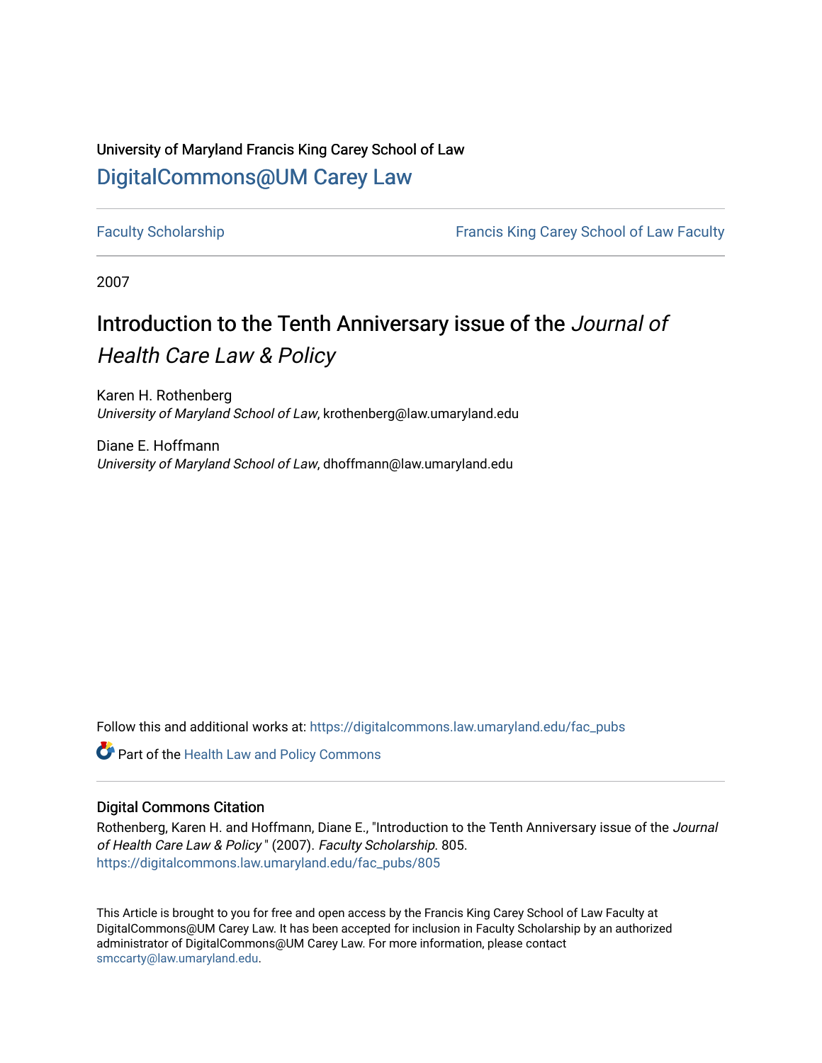University of Maryland Francis King Carey School of Law

DigitalCommons@UM Carey Law

Faculty Scholarship | Francis King Carey School of Law Faculty

2007

# Introduction to the Tenth Anniversary issue of the *Journal of Health Care Law & Policy*

Karen H. Rothenberg
*University of Maryland School of Law*, krothenberg@law.umaryland.edu

Diane E. Hoffmann
*University of Maryland School of Law*, dhoffmann@law.umaryland.edu

Follow this and additional works at: https://digitalcommons.law.umaryland.edu/fac_pubs

Part of the Health Law and Policy Commons

## Digital Commons Citation

Rothenberg, Karen H. and Hoffmann, Diane E., "Introduction to the Tenth Anniversary issue of the *Journal of Health Care Law & Policy*" (2007). *Faculty Scholarship*. 805.
https://digitalcommons.law.umaryland.edu/fac_pubs/805

This Article is brought to you for free and open access by the Francis King Carey School of Law Faculty at DigitalCommons@UM Carey Law. It has been accepted for inclusion in Faculty Scholarship by an authorized administrator of DigitalCommons@UM Carey Law. For more information, please contact smccarty@law.umaryland.edu.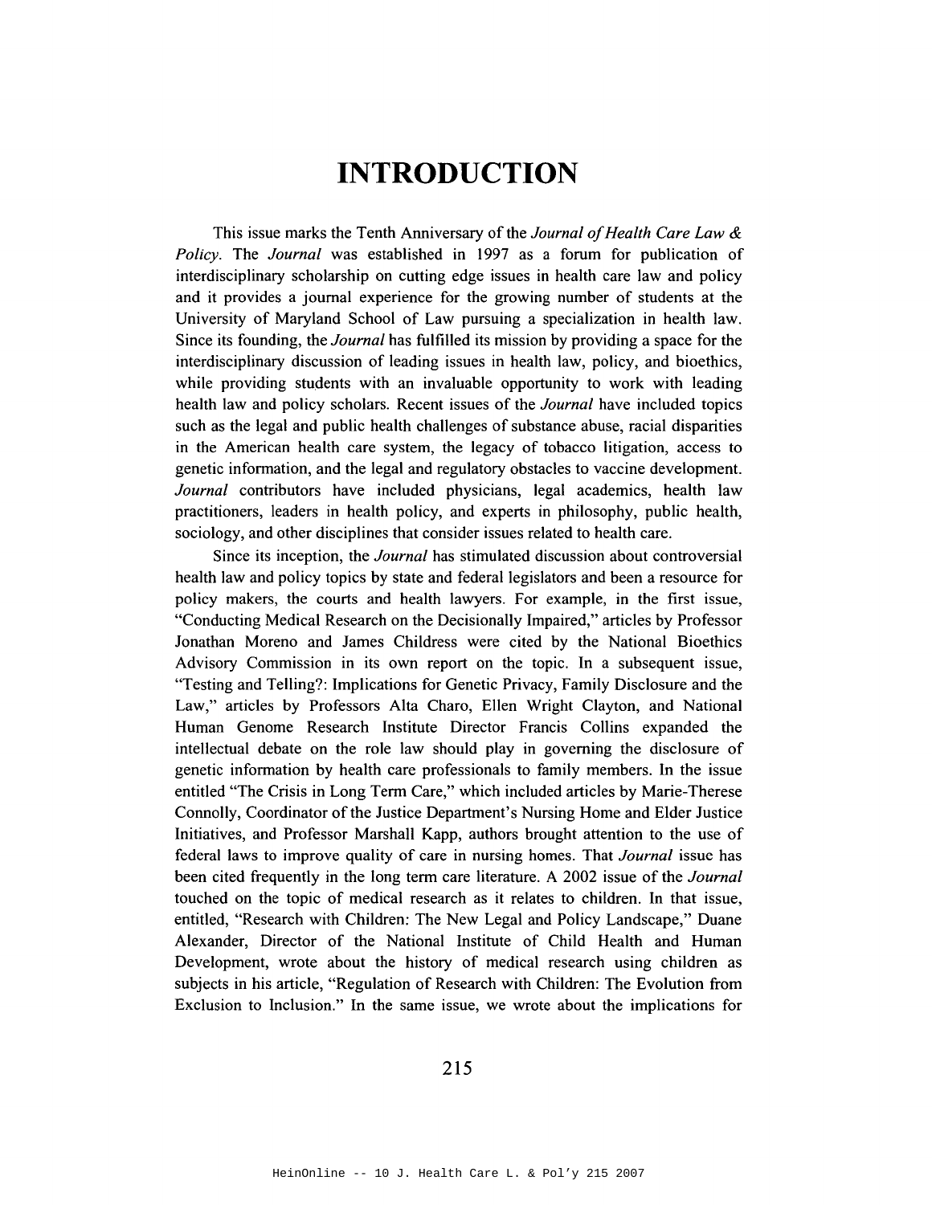# INTRODUCTION

This issue marks the Tenth Anniversary of the *Journal of Health Care Law & Policy*. The *Journal* was established in 1997 as a forum for publication of interdisciplinary scholarship on cutting edge issues in health care law and policy and it provides a journal experience for the growing number of students at the University of Maryland School of Law pursuing a specialization in health law. Since its founding, the *Journal* has fulfilled its mission by providing a space for the interdisciplinary discussion of leading issues in health law, policy, and bioethics, while providing students with an invaluable opportunity to work with leading health law and policy scholars. Recent issues of the *Journal* have included topics such as the legal and public health challenges of substance abuse, racial disparities in the American health care system, the legacy of tobacco litigation, access to genetic information, and the legal and regulatory obstacles to vaccine development. *Journal* contributors have included physicians, legal academics, health law practitioners, leaders in health policy, and experts in philosophy, public health, sociology, and other disciplines that consider issues related to health care.

Since its inception, the *Journal* has stimulated discussion about controversial health law and policy topics by state and federal legislators and been a resource for policy makers, the courts and health lawyers. For example, in the first issue, "Conducting Medical Research on the Decisionally Impaired," articles by Professor Jonathan Moreno and James Childress were cited by the National Bioethics Advisory Commission in its own report on the topic. In a subsequent issue, "Testing and Telling?: Implications for Genetic Privacy, Family Disclosure and the Law," articles by Professors Alta Charo, Ellen Wright Clayton, and National Human Genome Research Institute Director Francis Collins expanded the intellectual debate on the role law should play in governing the disclosure of genetic information by health care professionals to family members. In the issue entitled "The Crisis in Long Term Care," which included articles by Marie-Therese Connolly, Coordinator of the Justice Department's Nursing Home and Elder Justice Initiatives, and Professor Marshall Kapp, authors brought attention to the use of federal laws to improve quality of care in nursing homes. That *Journal* issue has been cited frequently in the long term care literature. A 2002 issue of the *Journal* touched on the topic of medical research as it relates to children. In that issue, entitled, "Research with Children: The New Legal and Policy Landscape," Duane Alexander, Director of the National Institute of Child Health and Human Development, wrote about the history of medical research using children as subjects in his article, "Regulation of Research with Children: The Evolution from Exclusion to Inclusion." In the same issue, we wrote about the implications for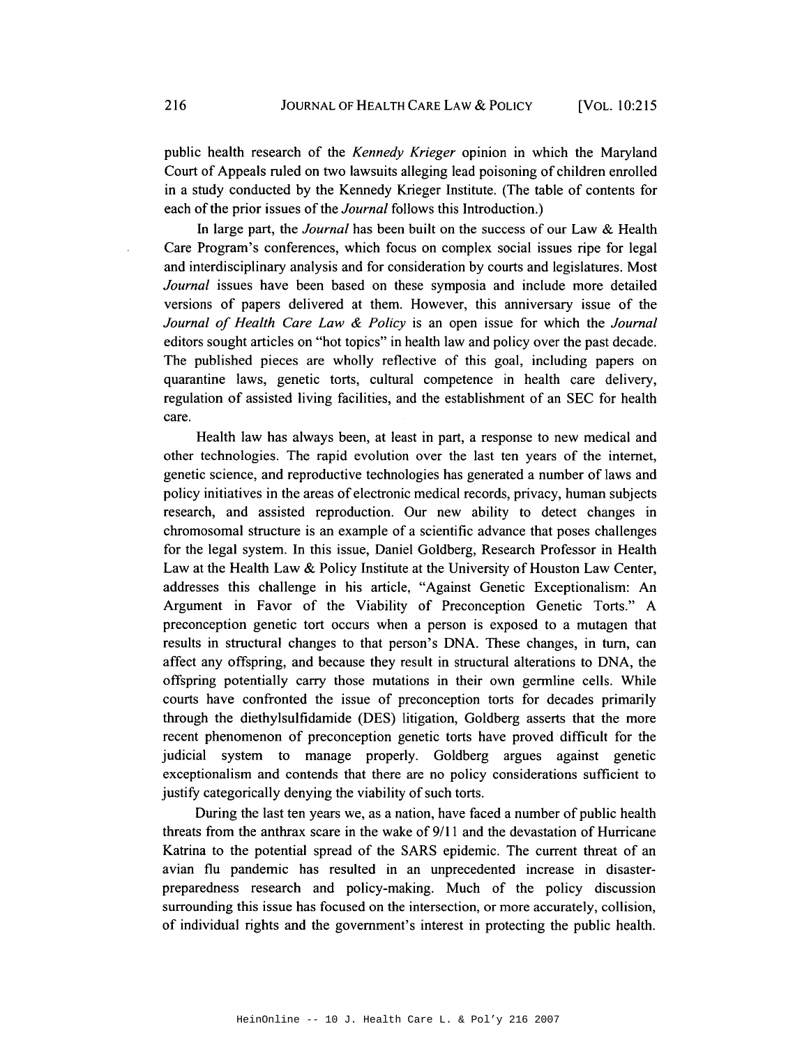public health research of the *Kennedy Krieger* opinion in which the Maryland Court of Appeals ruled on two lawsuits alleging lead poisoning of children enrolled in a study conducted by the Kennedy Krieger Institute. (The table of contents for each of the prior issues of the *Journal* follows this Introduction.)

In large part, the *Journal* has been built on the success of our Law & Health Care Program's conferences, which focus on complex social issues ripe for legal and interdisciplinary analysis and for consideration by courts and legislatures. Most *Journal* issues have been based on these symposia and include more detailed versions of papers delivered at them. However, this anniversary issue of the *Journal of Health Care Law & Policy* is an open issue for which the *Journal* editors sought articles on "hot topics" in health law and policy over the past decade. The published pieces are wholly reflective of this goal, including papers on quarantine laws, genetic torts, cultural competence in health care delivery, regulation of assisted living facilities, and the establishment of an SEC for health care.

Health law has always been, at least in part, a response to new medical and other technologies. The rapid evolution over the last ten years of the internet, genetic science, and reproductive technologies has generated a number of laws and policy initiatives in the areas of electronic medical records, privacy, human subjects research, and assisted reproduction. Our new ability to detect changes in chromosomal structure is an example of a scientific advance that poses challenges for the legal system. In this issue, Daniel Goldberg, Research Professor in Health Law at the Health Law & Policy Institute at the University of Houston Law Center, addresses this challenge in his article, "Against Genetic Exceptionalism: An Argument in Favor of the Viability of Preconception Genetic Torts." A preconception genetic tort occurs when a person is exposed to a mutagen that results in structural changes to that person's DNA. These changes, in turn, can affect any offspring, and because they result in structural alterations to DNA, the offspring potentially carry those mutations in their own germline cells. While courts have confronted the issue of preconception torts for decades primarily through the diethylsulfidamide (DES) litigation, Goldberg asserts that the more recent phenomenon of preconception genetic torts have proved difficult for the judicial system to manage properly. Goldberg argues against genetic exceptionalism and contends that there are no policy considerations sufficient to justify categorically denying the viability of such torts.

During the last ten years we, as a nation, have faced a number of public health threats from the anthrax scare in the wake of 9/11 and the devastation of Hurricane Katrina to the potential spread of the SARS epidemic. The current threat of an avian flu pandemic has resulted in an unprecedented increase in disaster-preparedness research and policy-making. Much of the policy discussion surrounding this issue has focused on the intersection, or more accurately, collision, of individual rights and the government's interest in protecting the public health.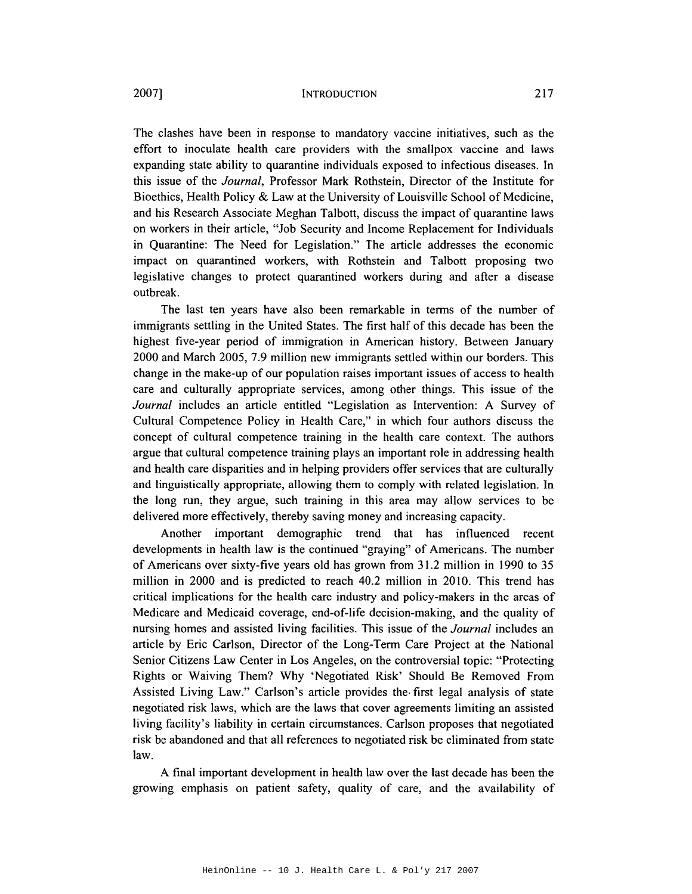The clashes have been in response to mandatory vaccine initiatives, such as the effort to inoculate health care providers with the smallpox vaccine and laws expanding state ability to quarantine individuals exposed to infectious diseases. In this issue of the *Journal*, Professor Mark Rothstein, Director of the Institute for Bioethics, Health Policy & Law at the University of Louisville School of Medicine, and his Research Associate Meghan Talbott, discuss the impact of quarantine laws on workers in their article, "Job Security and Income Replacement for Individuals in Quarantine: The Need for Legislation." The article addresses the economic impact on quarantined workers, with Rothstein and Talbott proposing two legislative changes to protect quarantined workers during and after a disease outbreak.

The last ten years have also been remarkable in terms of the number of immigrants settling in the United States. The first half of this decade has been the highest five-year period of immigration in American history. Between January 2000 and March 2005, 7.9 million new immigrants settled within our borders. This change in the make-up of our population raises important issues of access to health care and culturally appropriate services, among other things. This issue of the *Journal* includes an article entitled "Legislation as Intervention: A Survey of Cultural Competence Policy in Health Care," in which four authors discuss the concept of cultural competence training in the health care context. The authors argue that cultural competence training plays an important role in addressing health and health care disparities and in helping providers offer services that are culturally and linguistically appropriate, allowing them to comply with related legislation. In the long run, they argue, such training in this area may allow services to be delivered more effectively, thereby saving money and increasing capacity.

Another important demographic trend that has influenced recent developments in health law is the continued "graying" of Americans. The number of Americans over sixty-five years old has grown from 31.2 million in 1990 to 35 million in 2000 and is predicted to reach 40.2 million in 2010. This trend has critical implications for the health care industry and policy-makers in the areas of Medicare and Medicaid coverage, end-of-life decision-making, and the quality of nursing homes and assisted living facilities. This issue of the *Journal* includes an article by Eric Carlson, Director of the Long-Term Care Project at the National Senior Citizens Law Center in Los Angeles, on the controversial topic: "Protecting Rights or Waiving Them? Why 'Negotiated Risk' Should Be Removed From Assisted Living Law." Carlson's article provides the first legal analysis of state negotiated risk laws, which are the laws that cover agreements limiting an assisted living facility's liability in certain circumstances. Carlson proposes that negotiated risk be abandoned and that all references to negotiated risk be eliminated from state law.

A final important development in health law over the last decade has been the growing emphasis on patient safety, quality of care, and the availability of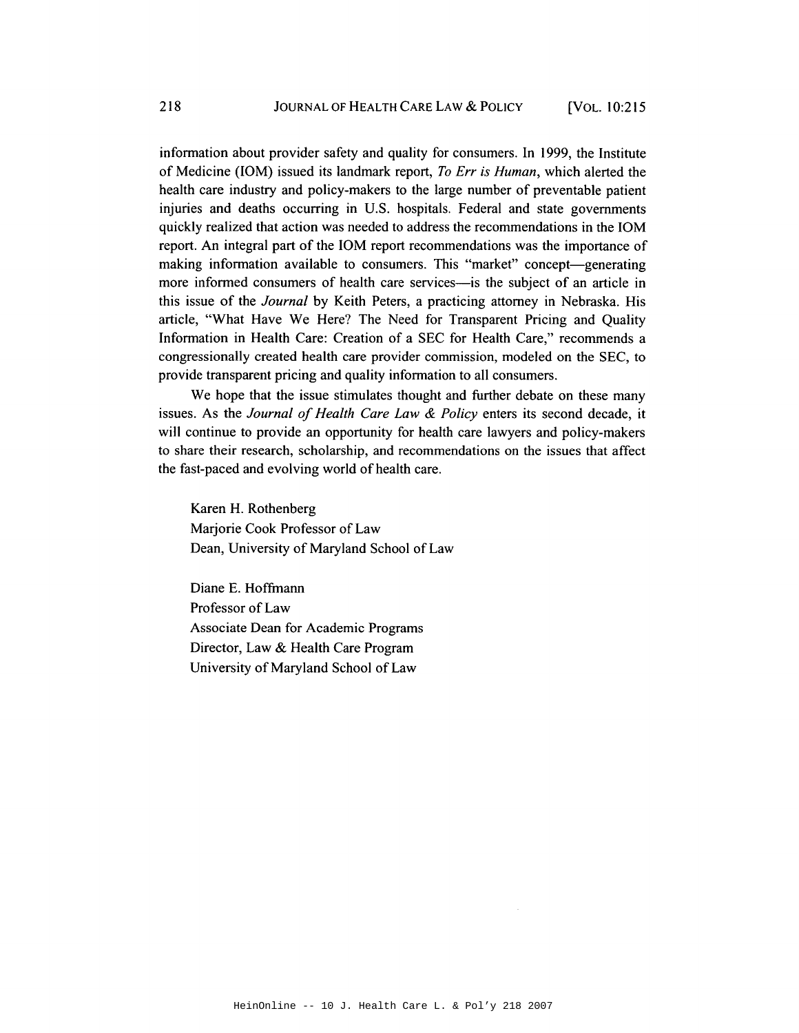information about provider safety and quality for consumers. In 1999, the Institute of Medicine (IOM) issued its landmark report, *To Err is Human*, which alerted the health care industry and policy-makers to the large number of preventable patient injuries and deaths occurring in U.S. hospitals. Federal and state governments quickly realized that action was needed to address the recommendations in the IOM report. An integral part of the IOM report recommendations was the importance of making information available to consumers. This "market" concept—generating more informed consumers of health care services—is the subject of an article in this issue of the *Journal* by Keith Peters, a practicing attorney in Nebraska. His article, "What Have We Here? The Need for Transparent Pricing and Quality Information in Health Care: Creation of a SEC for Health Care," recommends a congressionally created health care provider commission, modeled on the SEC, to provide transparent pricing and quality information to all consumers.

We hope that the issue stimulates thought and further debate on these many issues. As the *Journal of Health Care Law & Policy* enters its second decade, it will continue to provide an opportunity for health care lawyers and policy-makers to share their research, scholarship, and recommendations on the issues that affect the fast-paced and evolving world of health care.

Karen H. Rothenberg
Marjorie Cook Professor of Law
Dean, University of Maryland School of Law

Diane E. Hoffmann
Professor of Law
Associate Dean for Academic Programs
Director, Law & Health Care Program
University of Maryland School of Law